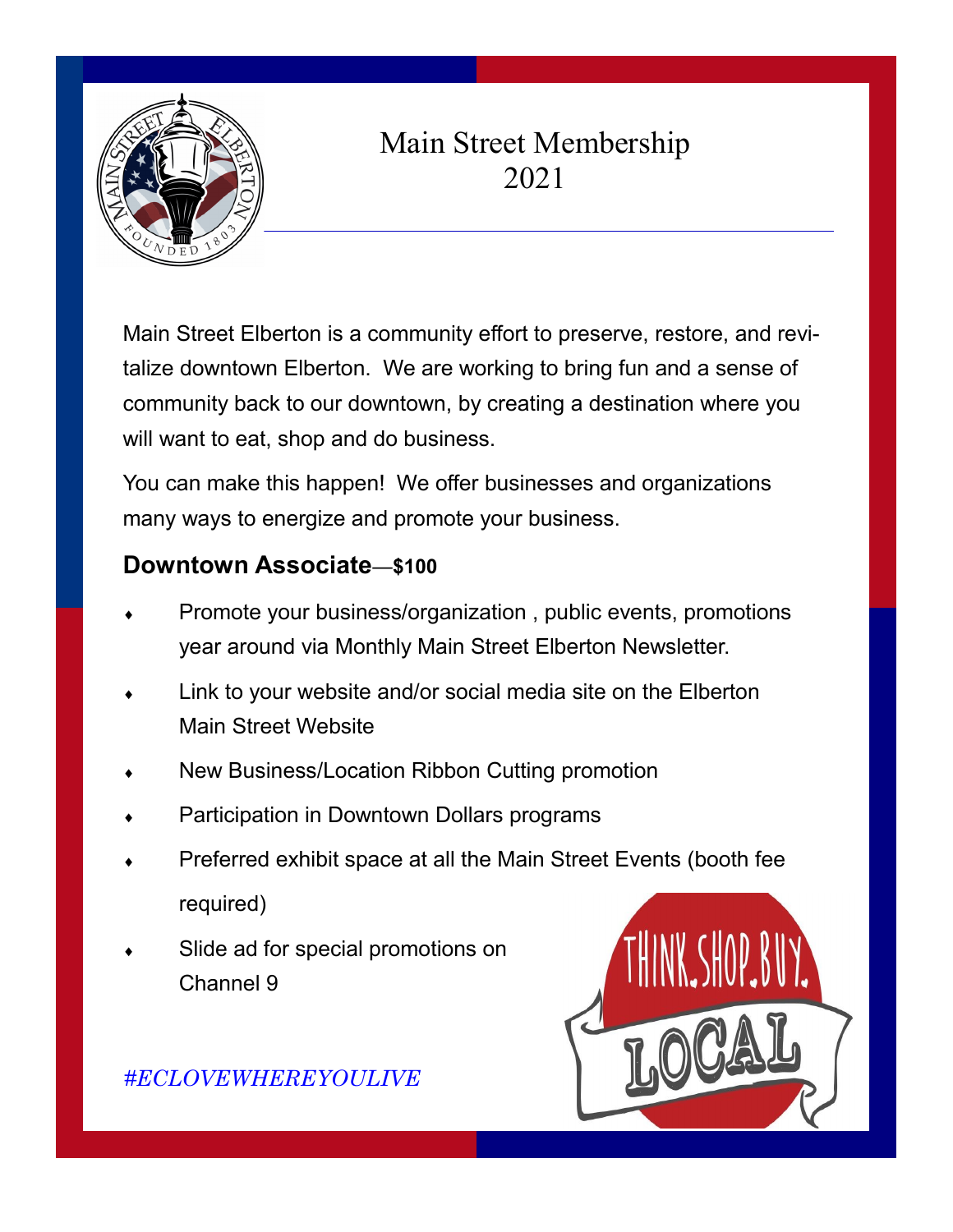# Main Street Membership 2021

Main Street Elberton is a community effort to preserve, restore, and revitalize downtown Elberton. We are working to bring fun and a sense of community back to our downtown, by creating a destination where you will want to eat, shop and do business.

You can make this happen! We offer businesses and organizations many ways to energize and promote your business.

## Downtown Associate—$100

- Promote your business/organization , public events, promotions year around via Monthly Main Street Elberton Newsletter.
- Link to your website and/or social media site on the Elberton Main Street Website
- New Business/Location Ribbon Cutting promotion
- Participation in Downtown Dollars programs
- Preferred exhibit space at all the Main Street Events (booth fee required)
- Slide ad for special promotions on Channel 9

*#ECLOVEWHEREYOULIVE*

THINK.SHOP.BUY. LOCAL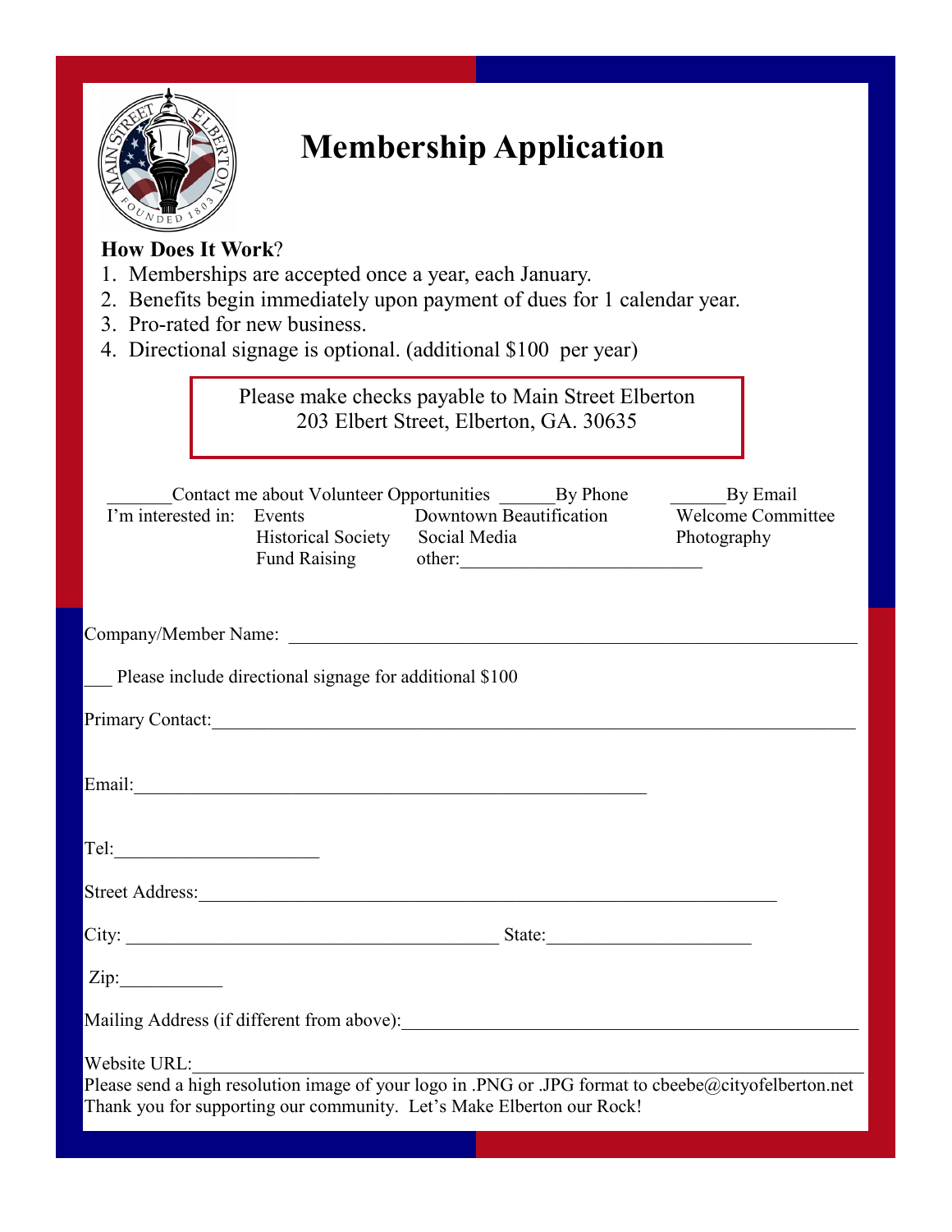# Membership Application

**How Does It Work**?

1. Memberships are accepted once a year, each January.
2. Benefits begin immediately upon payment of dues for 1 calendar year.
3. Pro-rated for new business.
4. Directional signage is optional. (additional $100 per year)

Please make checks payable to Main Street Elberton
203 Elbert Street, Elberton, GA. 30635

_______Contact me about Volunteer Opportunities ______By Phone ______By Email

I'm interested in: Events Downtown Beautification Welcome Committee
Historical Society Social Media Photography
Fund Raising other:__________________________

Company/Member Name: ______________________________________________________________

___ Please include directional signage for additional $100

Primary Contact:______________________________________________________________________

Email:________________________________________________________

Tel:______________________

Street Address:______________________________________________________________

City: ________________________________________ State:______________________

Zip:___________

Mailing Address (if different from above):_________________________________________________

Website URL:_______________________________________________________________________

Please send a high resolution image of your logo in .PNG or .JPG format to cbeebe@cityofelberton.net

Thank you for supporting our community. Let's Make Elberton our Rock!